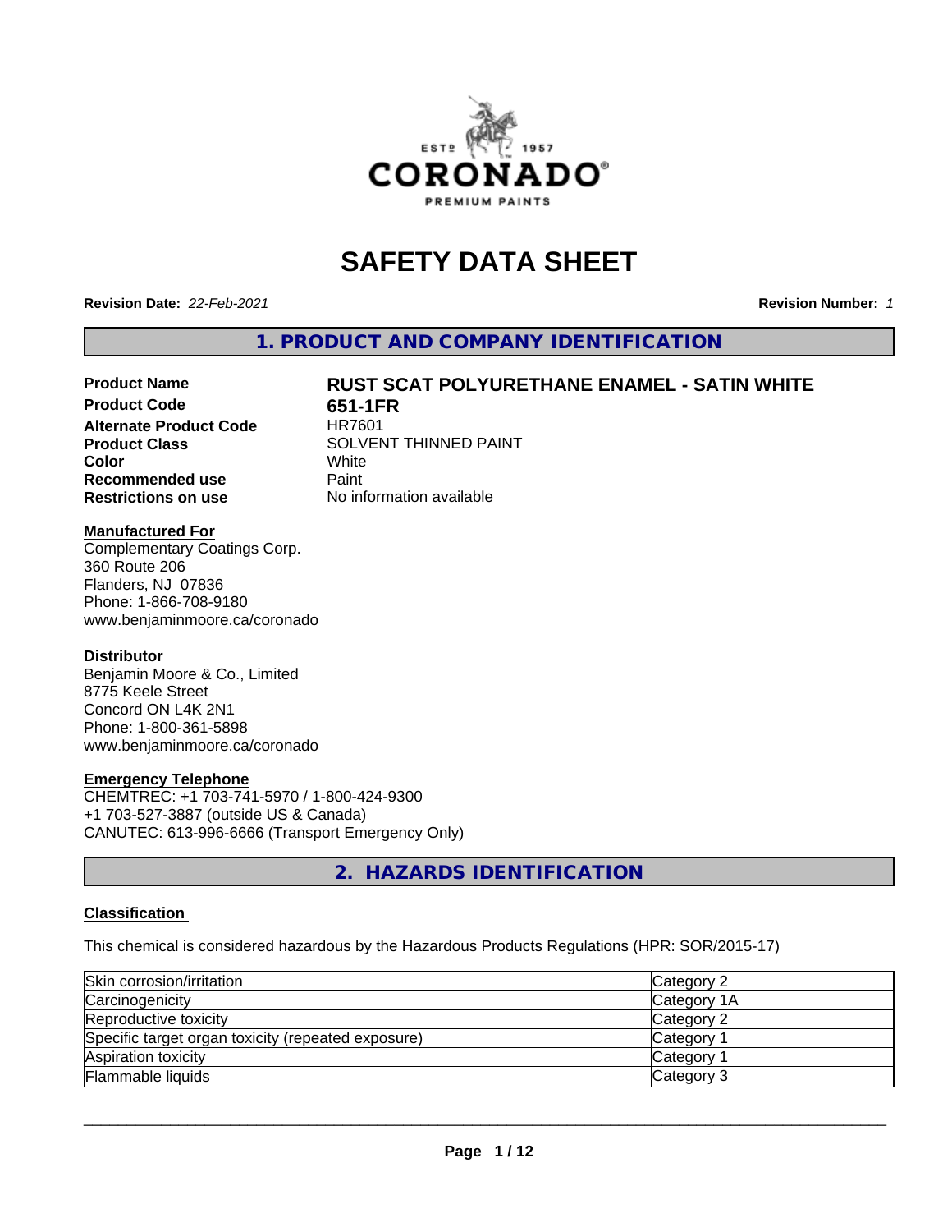# SAFETY DATA SHEET

**Revision Date:** *22-Feb-2021* **Revision Number:** *1*

## 1. PRODUCT AND COMPANY IDENTIFICATION

| | |
|---|---|
| **Product Name** | **RUST SCAT POLYURETHANE ENAMEL - SATIN WHITE** |
| **Product Code** | **651-1FR** |
| **Alternate Product Code** | HR7601 |
| **Product Class** | SOLVENT THINNED PAINT |
| **Color** | White |
| **Recommended use** | Paint |
| **Restrictions on use** | No information available |

**Manufactured For**
Complementary Coatings Corp.
360 Route 206
Flanders, NJ 07836
Phone: 1-866-708-9180
www.benjaminmoore.ca/coronado

**Distributor**
Benjamin Moore & Co., Limited
8775 Keele Street
Concord ON L4K 2N1
Phone: 1-800-361-5898
www.benjaminmoore.ca/coronado

**Emergency Telephone**
CHEMTREC: +1 703-741-5970 / 1-800-424-9300
+1 703-527-3887 (outside US & Canada)
CANUTEC: 613-996-6666 (Transport Emergency Only)

## 2. HAZARDS IDENTIFICATION

**Classification**

This chemical is considered hazardous by the Hazardous Products Regulations (HPR: SOR/2015-17)

| | |
|---|---|
| Skin corrosion/irritation | Category 2 |
| Carcinogenicity | Category 1A |
| Reproductive toxicity | Category 2 |
| Specific target organ toxicity (repeated exposure) | Category 1 |
| Aspiration toxicity | Category 1 |
| Flammable liquids | Category 3 |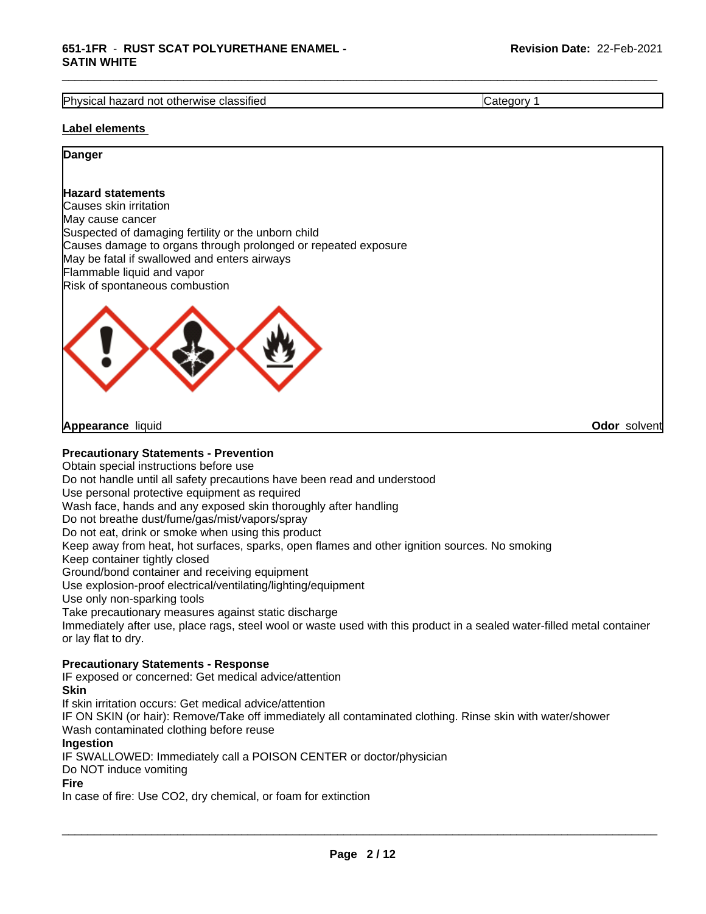| Physical hazard not otherwise classified | Category 1 |
| --- | --- |

**Label elements**

**Danger**

**Hazard statements**
Causes skin irritation
May cause cancer
Suspected of damaging fertility or the unborn child
Causes damage to organs through prolonged or repeated exposure
May be fatal if swallowed and enters airways
Flammable liquid and vapor
Risk of spontaneous combustion

**Appearance** liquid **Odor** solvent

**Precautionary Statements - Prevention**
Obtain special instructions before use
Do not handle until all safety precautions have been read and understood
Use personal protective equipment as required
Wash face, hands and any exposed skin thoroughly after handling
Do not breathe dust/fume/gas/mist/vapors/spray
Do not eat, drink or smoke when using this product
Keep away from heat, hot surfaces, sparks, open flames and other ignition sources. No smoking
Keep container tightly closed
Ground/bond container and receiving equipment
Use explosion-proof electrical/ventilating/lighting/equipment
Use only non-sparking tools
Take precautionary measures against static discharge
Immediately after use, place rags, steel wool or waste used with this product in a sealed water-filled metal container or lay flat to dry.

**Precautionary Statements - Response**
IF exposed or concerned: Get medical advice/attention
**Skin**
If skin irritation occurs: Get medical advice/attention
IF ON SKIN (or hair): Remove/Take off immediately all contaminated clothing. Rinse skin with water/shower
Wash contaminated clothing before reuse
**Ingestion**
IF SWALLOWED: Immediately call a POISON CENTER or doctor/physician
Do NOT induce vomiting
**Fire**
In case of fire: Use $CO_2$, dry chemical, or foam for extinction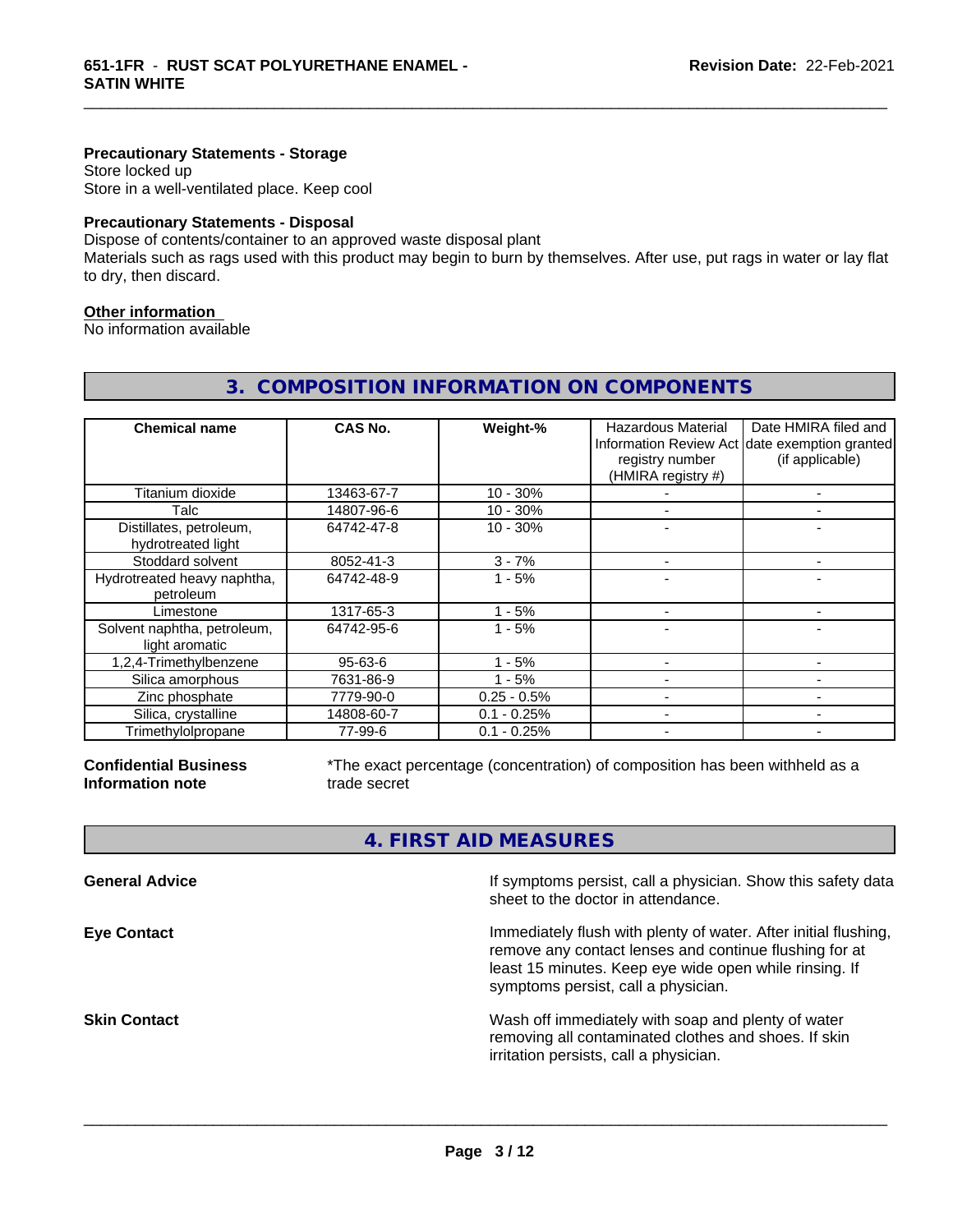#### Precautionary Statements - Storage

Store locked up
Store in a well-ventilated place. Keep cool

#### Precautionary Statements - Disposal

Dispose of contents/container to an approved waste disposal plant
Materials such as rags used with this product may begin to burn by themselves. After use, put rags in water or lay flat to dry, then discard.

#### Other information

No information available

## 3. COMPOSITION INFORMATION ON COMPONENTS

| Chemical name | CAS No. | Weight-% | Hazardous Material Information Review Act registry number (HMIRA registry #) | Date HMIRA filed and date exemption granted (if applicable) |
|---|---|---|---|---|
| Titanium dioxide | 13463-67-7 | 10 - 30% | - | - |
| Talc | 14807-96-6 | 10 - 30% | - | - |
| Distillates, petroleum, hydrotreated light | 64742-47-8 | 10 - 30% | - | - |
| Stoddard solvent | 8052-41-3 | 3 - 7% | - | - |
| Hydrotreated heavy naphtha, petroleum | 64742-48-9 | 1 - 5% | - | - |
| Limestone | 1317-65-3 | 1 - 5% | - | - |
| Solvent naphtha, petroleum, light aromatic | 64742-95-6 | 1 - 5% | - | - |
| 1,2,4-Trimethylbenzene | 95-63-6 | 1 - 5% | - | - |
| Silica amorphous | 7631-86-9 | 1 - 5% | - | - |
| Zinc phosphate | 7779-90-0 | 0.25 - 0.5% | - | - |
| Silica, crystalline | 14808-60-7 | 0.1 - 0.25% | - | - |
| Trimethylolpropane | 77-99-6 | 0.1 - 0.25% | - | - |

**Confidential Business Information note** — *The exact percentage (concentration) of composition has been withheld as a trade secret

## 4. FIRST AID MEASURES

**General Advice** — If symptoms persist, call a physician. Show this safety data sheet to the doctor in attendance.

**Eye Contact** — Immediately flush with plenty of water. After initial flushing, remove any contact lenses and continue flushing for at least 15 minutes. Keep eye wide open while rinsing. If symptoms persist, call a physician.

**Skin Contact** — Wash off immediately with soap and plenty of water removing all contaminated clothes and shoes. If skin irritation persists, call a physician.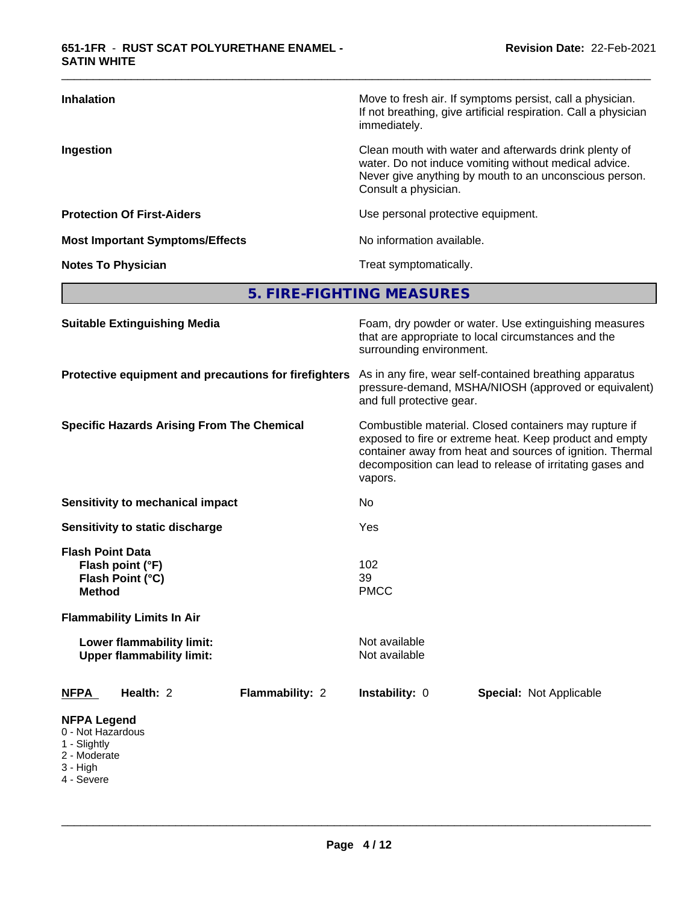| | |
|---|---|
| **Inhalation** | Move to fresh air. If symptoms persist, call a physician. If not breathing, give artificial respiration. Call a physician immediately. |
| **Ingestion** | Clean mouth with water and afterwards drink plenty of water. Do not induce vomiting without medical advice. Never give anything by mouth to an unconscious person. Consult a physician. |
| **Protection Of First-Aiders** | Use personal protective equipment. |
| **Most Important Symptoms/Effects** | No information available. |
| **Notes To Physician** | Treat symptomatically. |

## 5. FIRE-FIGHTING MEASURES

| | |
|---|---|
| **Suitable Extinguishing Media** | Foam, dry powder or water. Use extinguishing measures that are appropriate to local circumstances and the surrounding environment. |
| **Protective equipment and precautions for firefighters** | As in any fire, wear self-contained breathing apparatus pressure-demand, MSHA/NIOSH (approved or equivalent) and full protective gear. |
| **Specific Hazards Arising From The Chemical** | Combustible material. Closed containers may rupture if exposed to fire or extreme heat. Keep product and empty container away from heat and sources of ignition. Thermal decomposition can lead to release of irritating gases and vapors. |
| **Sensitivity to mechanical impact** | No |
| **Sensitivity to static discharge** | Yes |

**Flash Point Data**

| | |
|---|---|
| **Flash point (°F)** | 102 |
| **Flash Point (°C)** | 39 |
| **Method** | PMCC |

**Flammability Limits In Air**

| | |
|---|---|
| **Lower flammability limit:** | Not available |
| **Upper flammability limit:** | Not available |

| **NFPA** | **Health:** 2 | **Flammability:** 2 | **Instability:** 0 | **Special:** Not Applicable |
|---|---|---|---|---|

**NFPA Legend**
- 0 - Not Hazardous
- 1 - Slightly
- 2 - Moderate
- 3 - High
- 4 - Severe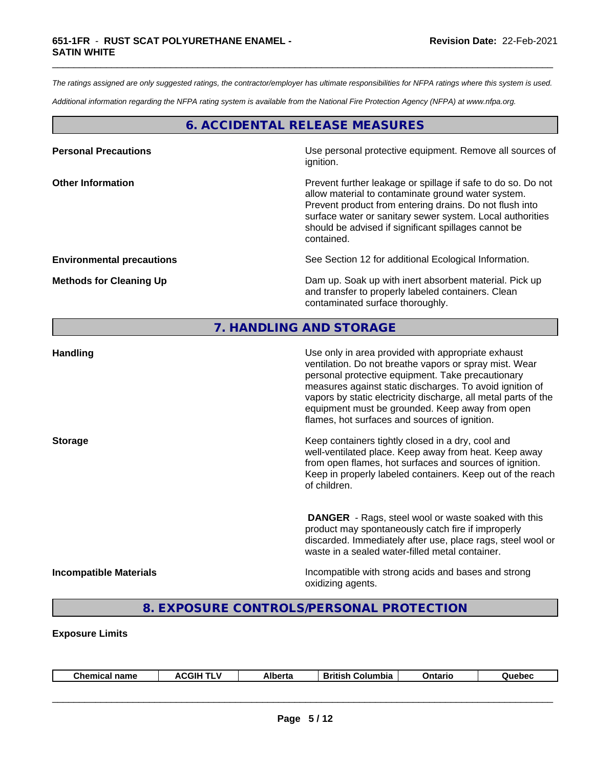*The ratings assigned are only suggested ratings, the contractor/employer has ultimate responsibilities for NFPA ratings where this system is used.*

*Additional information regarding the NFPA rating system is available from the National Fire Protection Agency (NFPA) at www.nfpa.org.*

## 6. ACCIDENTAL RELEASE MEASURES

**Personal Precautions**

Use personal protective equipment. Remove all sources of ignition.

**Other Information**

Prevent further leakage or spillage if safe to do so. Do not allow material to contaminate ground water system. Prevent product from entering drains. Do not flush into surface water or sanitary sewer system. Local authorities should be advised if significant spillages cannot be contained.

**Environmental precautions**

See Section 12 for additional Ecological Information.

**Methods for Cleaning Up**

Dam up. Soak up with inert absorbent material. Pick up and transfer to properly labeled containers. Clean contaminated surface thoroughly.

## 7. HANDLING AND STORAGE

**Handling**

Use only in area provided with appropriate exhaust ventilation. Do not breathe vapors or spray mist. Wear personal protective equipment. Take precautionary measures against static discharges. To avoid ignition of vapors by static electricity discharge, all metal parts of the equipment must be grounded. Keep away from open flames, hot surfaces and sources of ignition.

**Storage**

Keep containers tightly closed in a dry, cool and well-ventilated place. Keep away from heat. Keep away from open flames, hot surfaces and sources of ignition. Keep in properly labeled containers. Keep out of the reach of children.

**DANGER** - Rags, steel wool or waste soaked with this product may spontaneously catch fire if improperly discarded. Immediately after use, place rags, steel wool or waste in a sealed water-filled metal container.

**Incompatible Materials**

Incompatible with strong acids and bases and strong oxidizing agents.

## 8. EXPOSURE CONTROLS/PERSONAL PROTECTION

**Exposure Limits**

| Chemical name | ACGIH TLV | Alberta | British Columbia | Ontario | Quebec |
|---|---|---|---|---|---|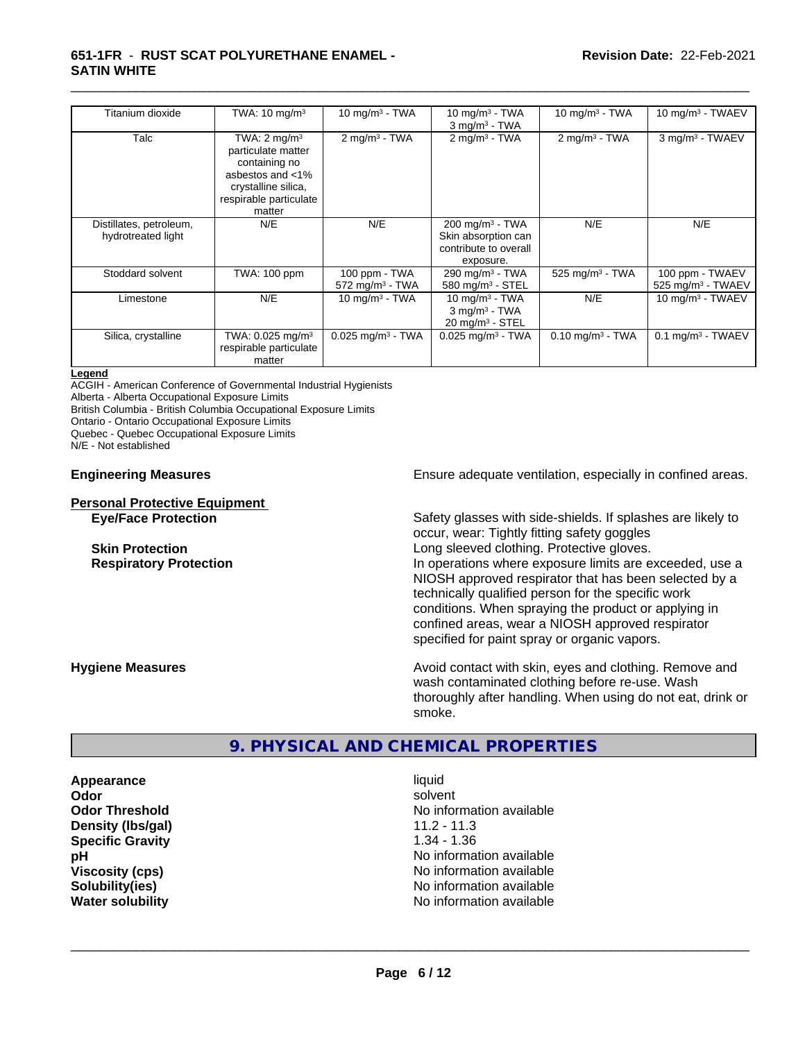| Titanium dioxide | TWA: 10 mg/m³ | 10 mg/m³ - TWA | 10 mg/m³ - TWA<br>3 mg/m³ - TWA | 10 mg/m³ - TWA | 10 mg/m³ - TWAEV |
|---|---|---|---|---|---|
| Talc | TWA: 2 mg/m³ particulate matter containing no asbestos and <1% crystalline silica, respirable particulate matter | 2 mg/m³ - TWA | 2 mg/m³ - TWA | 2 mg/m³ - TWA | 3 mg/m³ - TWAEV |
| Distillates, petroleum, hydrotreated light | N/E | N/E | 200 mg/m³ - TWA<br>Skin absorption can contribute to overall exposure. | N/E | N/E |
| Stoddard solvent | TWA: 100 ppm | 100 ppm - TWA<br>572 mg/m³ - TWA | 290 mg/m³ - TWA<br>580 mg/m³ - STEL | 525 mg/m³ - TWA | 100 ppm - TWAEV<br>525 mg/m³ - TWAEV |
| Limestone | N/E | 10 mg/m³ - TWA | 10 mg/m³ - TWA<br>3 mg/m³ - TWA<br>20 mg/m³ - STEL | N/E | 10 mg/m³ - TWAEV |
| Silica, crystalline | TWA: 0.025 mg/m³ respirable particulate matter | 0.025 mg/m³ - TWA | 0.025 mg/m³ - TWA | 0.10 mg/m³ - TWA | 0.1 mg/m³ - TWAEV |

**Legend**

ACGIH - American Conference of Governmental Industrial Hygienists
Alberta - Alberta Occupational Exposure Limits
British Columbia - British Columbia Occupational Exposure Limits
Ontario - Ontario Occupational Exposure Limits
Quebec - Quebec Occupational Exposure Limits
N/E - Not established

**Engineering Measures**: Ensure adequate ventilation, especially in confined areas.

**Personal Protective Equipment**

**Eye/Face Protection**: Safety glasses with side-shields. If splashes are likely to occur, wear: Tightly fitting safety goggles

**Skin Protection**: Long sleeved clothing. Protective gloves.

**Respiratory Protection**: In operations where exposure limits are exceeded, use a NIOSH approved respirator that has been selected by a technically qualified person for the specific work conditions. When spraying the product or applying in confined areas, wear a NIOSH approved respirator specified for paint spray or organic vapors.

**Hygiene Measures**: Avoid contact with skin, eyes and clothing. Remove and wash contaminated clothing before re-use. Wash thoroughly after handling. When using do not eat, drink or smoke.

## 9. PHYSICAL AND CHEMICAL PROPERTIES

| | |
|---|---|
| **Appearance** | liquid |
| **Odor** | solvent |
| **Odor Threshold** | No information available |
| **Density (lbs/gal)** | 11.2 - 11.3 |
| **Specific Gravity** | 1.34 - 1.36 |
| **pH** | No information available |
| **Viscosity (cps)** | No information available |
| **Solubility(ies)** | No information available |
| **Water solubility** | No information available |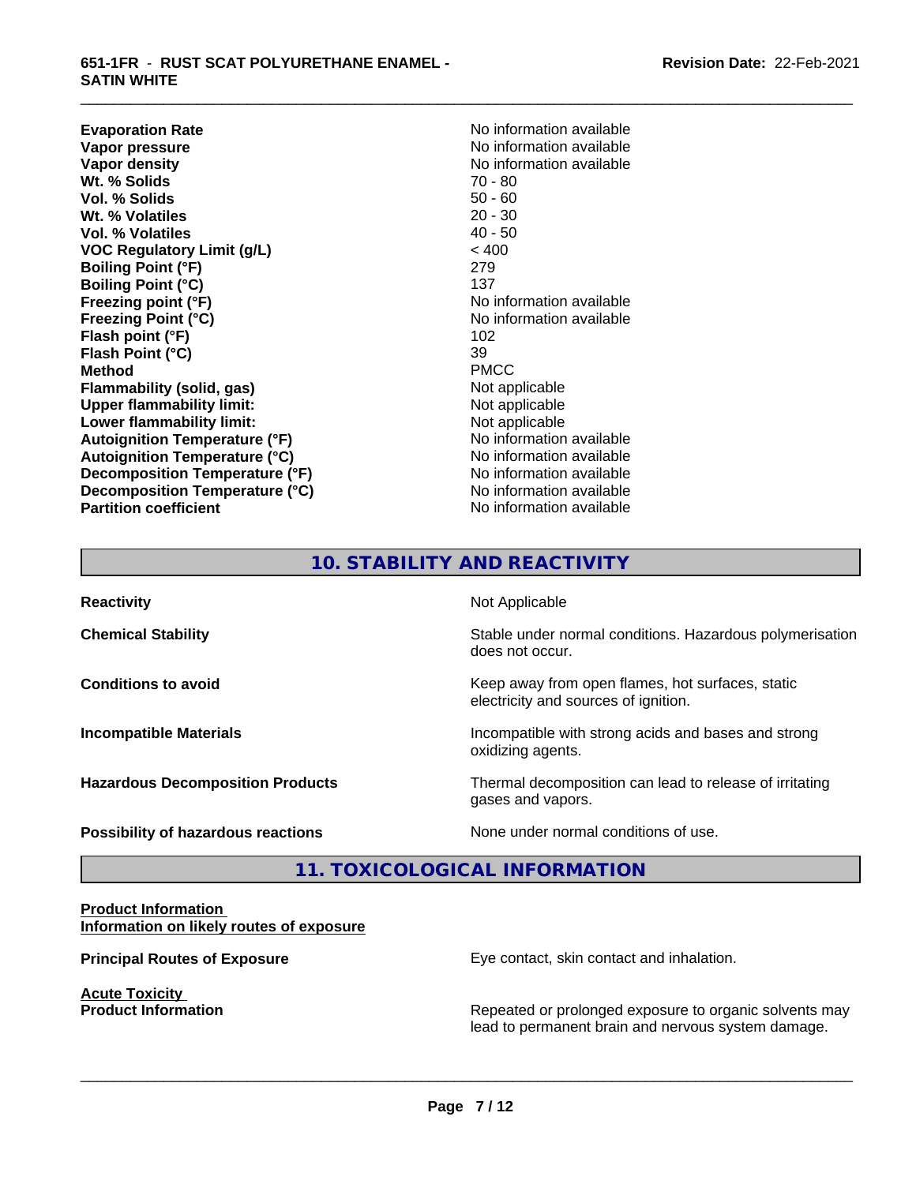| | |
|---|---|
| **Evaporation Rate** | No information available |
| **Vapor pressure** | No information available |
| **Vapor density** | No information available |
| **Wt. % Solids** | 70 - 80 |
| **Vol. % Solids** | 50 - 60 |
| **Wt. % Volatiles** | 20 - 30 |
| **Vol. % Volatiles** | 40 - 50 |
| **VOC Regulatory Limit (g/L)** | < 400 |
| **Boiling Point (°F)** | 279 |
| **Boiling Point (°C)** | 137 |
| **Freezing point (°F)** | No information available |
| **Freezing Point (°C)** | No information available |
| **Flash point (°F)** | 102 |
| **Flash Point (°C)** | 39 |
| **Method** | PMCC |
| **Flammability (solid, gas)** | Not applicable |
| **Upper flammability limit:** | Not applicable |
| **Lower flammability limit:** | Not applicable |
| **Autoignition Temperature (°F)** | No information available |
| **Autoignition Temperature (°C)** | No information available |
| **Decomposition Temperature (°F)** | No information available |
| **Decomposition Temperature (°C)** | No information available |
| **Partition coefficient** | No information available |

## 10. STABILITY AND REACTIVITY

| | |
|---|---|
| **Reactivity** | Not Applicable |
| **Chemical Stability** | Stable under normal conditions. Hazardous polymerisation does not occur. |
| **Conditions to avoid** | Keep away from open flames, hot surfaces, static electricity and sources of ignition. |
| **Incompatible Materials** | Incompatible with strong acids and bases and strong oxidizing agents. |
| **Hazardous Decomposition Products** | Thermal decomposition can lead to release of irritating gases and vapors. |
| **Possibility of hazardous reactions** | None under normal conditions of use. |

## 11. TOXICOLOGICAL INFORMATION

**Product Information**
**Information on likely routes of exposure**

**Principal Routes of Exposure** — Eye contact, skin contact and inhalation.

**Acute Toxicity**
**Product Information** — Repeated or prolonged exposure to organic solvents may lead to permanent brain and nervous system damage.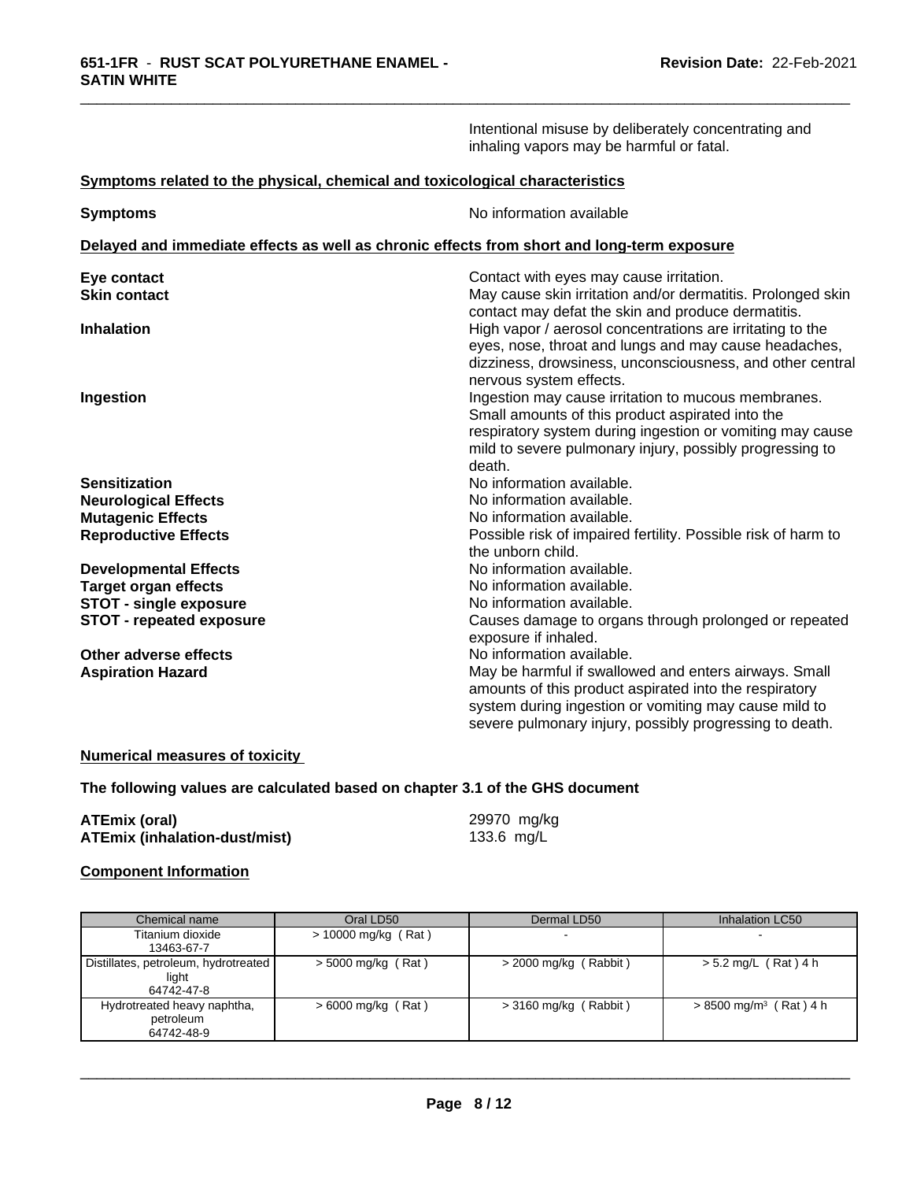Intentional misuse by deliberately concentrating and inhaling vapors may be harmful or fatal.

**Symptoms related to the physical, chemical and toxicological characteristics**

**Symptoms** No information available

**Delayed and immediate effects as well as chronic effects from short and long-term exposure**

**Eye contact** Contact with eyes may cause irritation.

**Skin contact** May cause skin irritation and/or dermatitis. Prolonged skin contact may defat the skin and produce dermatitis.

**Inhalation** High vapor / aerosol concentrations are irritating to the eyes, nose, throat and lungs and may cause headaches, dizziness, drowsiness, unconsciousness, and other central nervous system effects.

**Ingestion** Ingestion may cause irritation to mucous membranes. Small amounts of this product aspirated into the respiratory system during ingestion or vomiting may cause mild to severe pulmonary injury, possibly progressing to death.

**Sensitization** No information available.

**Neurological Effects** No information available.

**Mutagenic Effects** No information available.

**Reproductive Effects** Possible risk of impaired fertility. Possible risk of harm to the unborn child.

**Developmental Effects** No information available.

**Target organ effects** No information available.

**STOT - single exposure** No information available.

**STOT - repeated exposure** Causes damage to organs through prolonged or repeated exposure if inhaled.

**Other adverse effects** No information available.

**Aspiration Hazard** May be harmful if swallowed and enters airways. Small amounts of this product aspirated into the respiratory system during ingestion or vomiting may cause mild to severe pulmonary injury, possibly progressing to death.

**Numerical measures of toxicity**

**The following values are calculated based on chapter 3.1 of the GHS document**

**ATEmix (oral)** 29970 mg/kg

**ATEmix (inhalation-dust/mist)** 133.6 mg/L

**Component Information**

| Chemical name | Oral LD50 | Dermal LD50 | Inhalation LC50 |
|---|---|---|---|
| Titanium dioxide 13463-67-7 | > 10000 mg/kg ( Rat ) | - | - |
| Distillates, petroleum, hydrotreated light 64742-47-8 | > 5000 mg/kg ( Rat ) | > 2000 mg/kg ( Rabbit ) | > 5.2 mg/L ( Rat ) 4 h |
| Hydrotreated heavy naphtha, petroleum 64742-48-9 | > 6000 mg/kg ( Rat ) | > 3160 mg/kg ( Rabbit ) | > 8500 mg/m$^3$ ( Rat ) 4 h |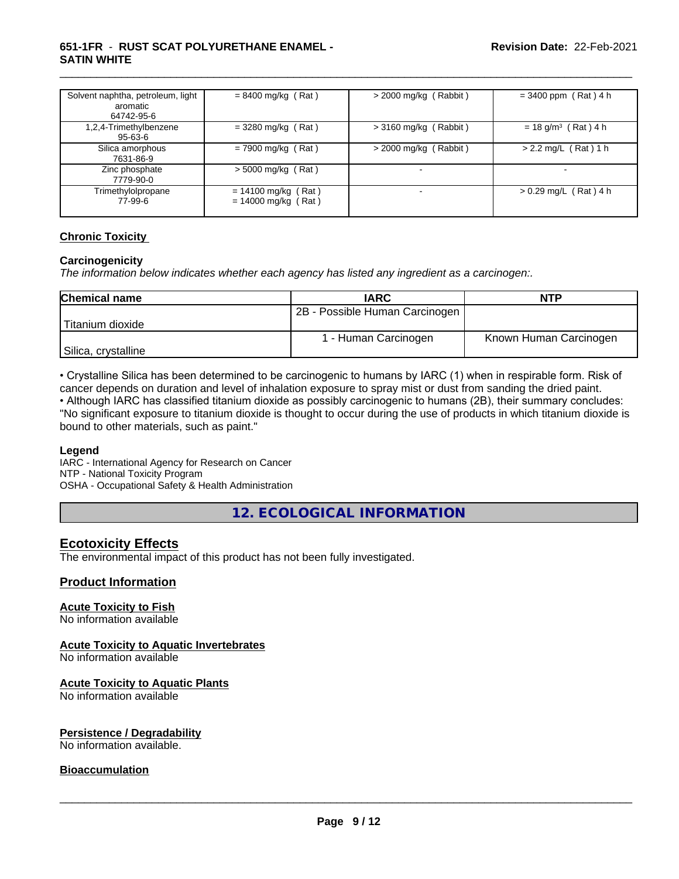| | | | |
|---|---|---|---|
| Solvent naphtha, petroleum, light aromatic 64742-95-6 | = 8400 mg/kg ( Rat ) | > 2000 mg/kg ( Rabbit ) | = 3400 ppm ( Rat ) 4 h |
| 1,2,4-Trimethylbenzene 95-63-6 | = 3280 mg/kg ( Rat ) | > 3160 mg/kg ( Rabbit ) | = 18 g/m³ ( Rat ) 4 h |
| Silica amorphous 7631-86-9 | = 7900 mg/kg ( Rat ) | > 2000 mg/kg ( Rabbit ) | > 2.2 mg/L ( Rat ) 1 h |
| Zinc phosphate 7779-90-0 | > 5000 mg/kg ( Rat ) | - | - |
| Trimethylolpropane 77-99-6 | = 14100 mg/kg ( Rat ) = 14000 mg/kg ( Rat ) | - | > 0.29 mg/L ( Rat ) 4 h |

**Chronic Toxicity**

**Carcinogenicity**

*The information below indicates whether each agency has listed any ingredient as a carcinogen:.*

| Chemical name | IARC | NTP |
|---|---|---|
| Titanium dioxide | 2B - Possible Human Carcinogen | |
| Silica, crystalline | 1 - Human Carcinogen | Known Human Carcinogen |

• Crystalline Silica has been determined to be carcinogenic to humans by IARC (1) when in respirable form. Risk of cancer depends on duration and level of inhalation exposure to spray mist or dust from sanding the dried paint.
• Although IARC has classified titanium dioxide as possibly carcinogenic to humans (2B), their summary concludes: "No significant exposure to titanium dioxide is thought to occur during the use of products in which titanium dioxide is bound to other materials, such as paint."

**Legend**

IARC - International Agency for Research on Cancer
NTP - National Toxicity Program
OSHA - Occupational Safety & Health Administration

## 12. ECOLOGICAL INFORMATION

### Ecotoxicity Effects

The environmental impact of this product has not been fully investigated.

### Product Information

**Acute Toxicity to Fish**
No information available

**Acute Toxicity to Aquatic Invertebrates**
No information available

**Acute Toxicity to Aquatic Plants**
No information available

**Persistence / Degradability**
No information available.

**Bioaccumulation**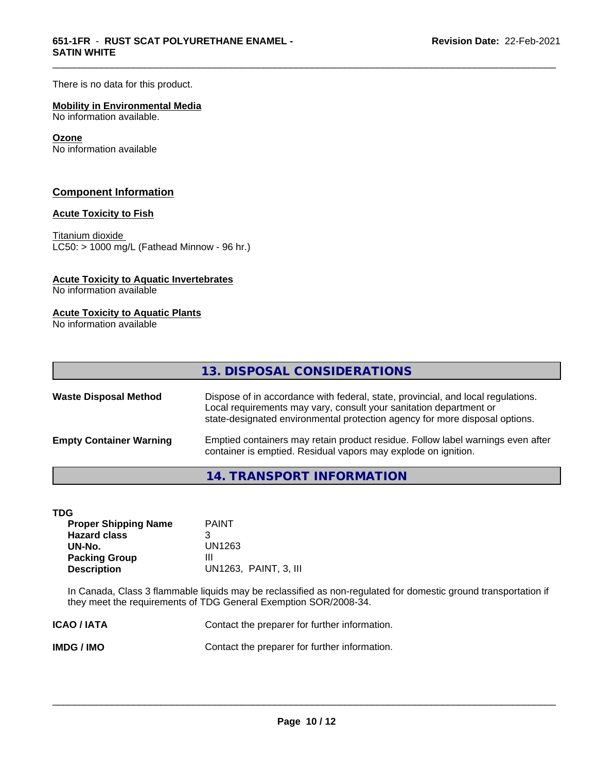There is no data for this product.

**Mobility in Environmental Media**
No information available.

**Ozone**
No information available

## Component Information

**Acute Toxicity to Fish**

Titanium dioxide
LC50: > 1000 mg/L (Fathead Minnow - 96 hr.)

**Acute Toxicity to Aquatic Invertebrates**
No information available

**Acute Toxicity to Aquatic Plants**
No information available

## 13. DISPOSAL CONSIDERATIONS

**Waste Disposal Method** — Dispose of in accordance with federal, state, provincial, and local regulations. Local requirements may vary, consult your sanitation department or state-designated environmental protection agency for more disposal options.

**Empty Container Warning** — Emptied containers may retain product residue. Follow label warnings even after container is emptied. Residual vapors may explode on ignition.

## 14. TRANSPORT INFORMATION

**TDG**

| | |
|---|---|
| **Proper Shipping Name** | PAINT |
| **Hazard class** | 3 |
| **UN-No.** | UN1263 |
| **Packing Group** | III |
| **Description** | UN1263, PAINT, 3, III |

In Canada, Class 3 flammable liquids may be reclassified as non-regulated for domestic ground transportation if they meet the requirements of TDG General Exemption SOR/2008-34.

**ICAO / IATA** — Contact the preparer for further information.

**IMDG / IMO** — Contact the preparer for further information.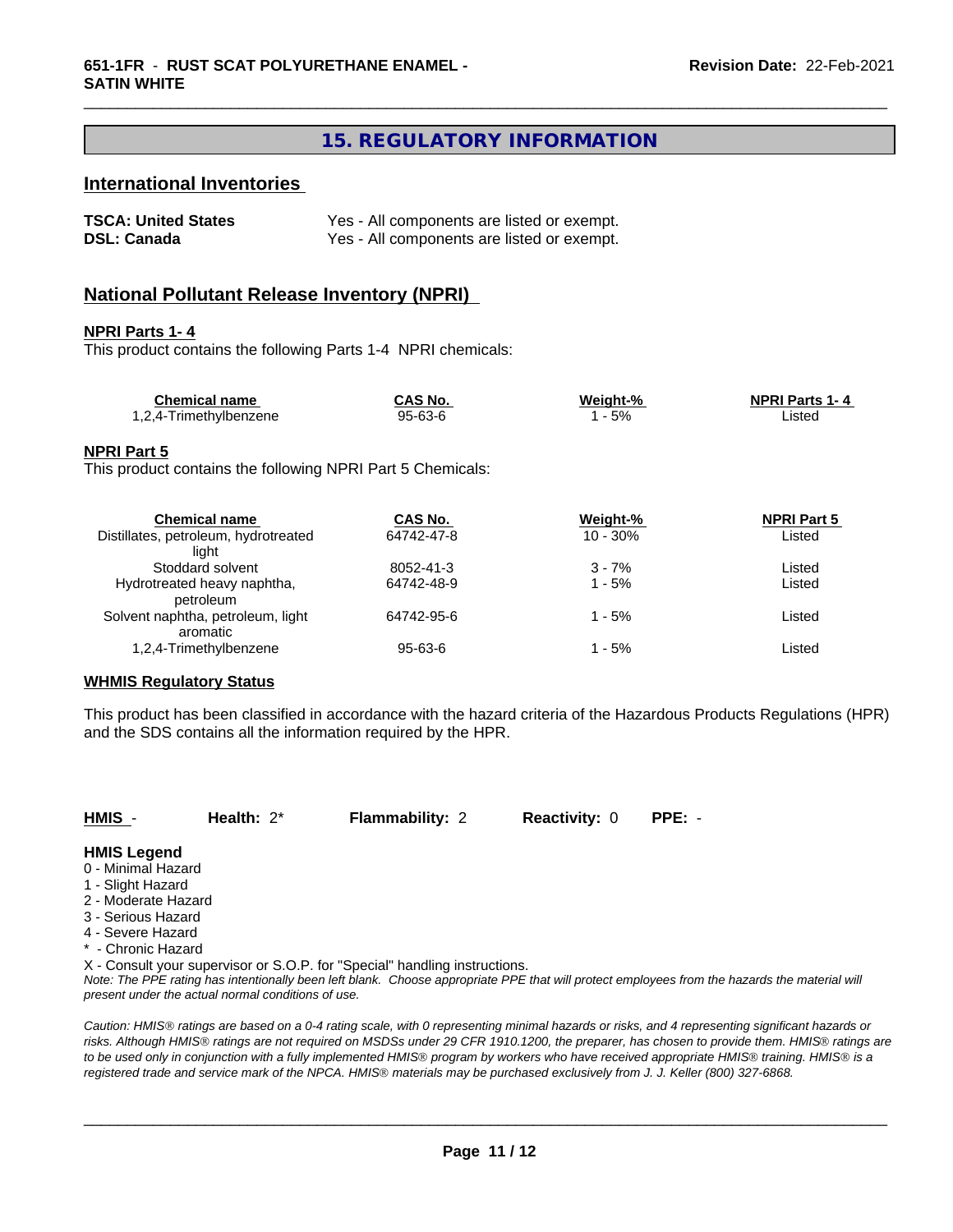## 15. REGULATORY INFORMATION

### International Inventories

| | |
|---|---|
| **TSCA: United States** | Yes - All components are listed or exempt. |
| **DSL: Canada** | Yes - All components are listed or exempt. |

### National Pollutant Release Inventory (NPRI)

**NPRI Parts 1- 4**

This product contains the following Parts 1-4 NPRI chemicals:

| Chemical name | CAS No. | Weight-% | NPRI Parts 1- 4 |
|---|---|---|---|
| 1,2,4-Trimethylbenzene | 95-63-6 | 1 - 5% | Listed |

**NPRI Part 5**

This product contains the following NPRI Part 5 Chemicals:

| Chemical name | CAS No. | Weight-% | NPRI Part 5 |
|---|---|---|---|
| Distillates, petroleum, hydrotreated light | 64742-47-8 | 10 - 30% | Listed |
| Stoddard solvent | 8052-41-3 | 3 - 7% | Listed |
| Hydrotreated heavy naphtha, petroleum | 64742-48-9 | 1 - 5% | Listed |
| Solvent naphtha, petroleum, light aromatic | 64742-95-6 | 1 - 5% | Listed |
| 1,2,4-Trimethylbenzene | 95-63-6 | 1 - 5% | Listed |

**WHMIS Regulatory Status**

This product has been classified in accordance with the hazard criteria of the Hazardous Products Regulations (HPR) and the SDS contains all the information required by the HPR.

**HMIS** - **Health:** 2* **Flammability:** 2 **Reactivity:** 0 **PPE:** -

**HMIS Legend**

0 - Minimal Hazard
1 - Slight Hazard
2 - Moderate Hazard
3 - Serious Hazard
4 - Severe Hazard
* - Chronic Hazard
X - Consult your supervisor or S.O.P. for "Special" handling instructions.

*Note: The PPE rating has intentionally been left blank. Choose appropriate PPE that will protect employees from the hazards the material will present under the actual normal conditions of use.*

*Caution: HMIS® ratings are based on a 0-4 rating scale, with 0 representing minimal hazards or risks, and 4 representing significant hazards or risks. Although HMIS® ratings are not required on MSDSs under 29 CFR 1910.1200, the preparer, has chosen to provide them. HMIS® ratings are to be used only in conjunction with a fully implemented HMIS® program by workers who have received appropriate HMIS® training. HMIS® is a registered trade and service mark of the NPCA. HMIS® materials may be purchased exclusively from J. J. Keller (800) 327-6868.*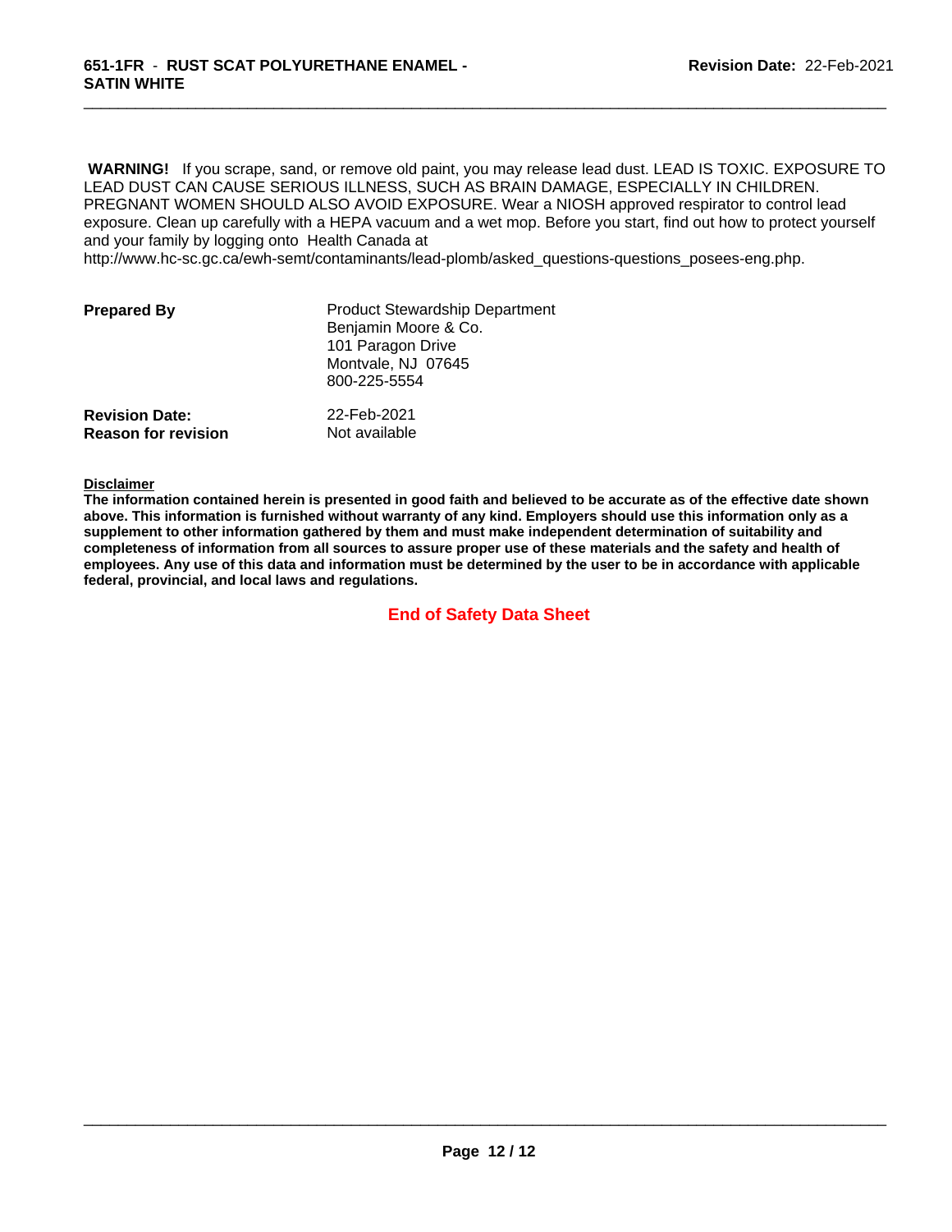**WARNING!** If you scrape, sand, or remove old paint, you may release lead dust. LEAD IS TOXIC. EXPOSURE TO LEAD DUST CAN CAUSE SERIOUS ILLNESS, SUCH AS BRAIN DAMAGE, ESPECIALLY IN CHILDREN. PREGNANT WOMEN SHOULD ALSO AVOID EXPOSURE. Wear a NIOSH approved respirator to control lead exposure. Clean up carefully with a HEPA vacuum and a wet mop. Before you start, find out how to protect yourself and your family by logging onto Health Canada at http://www.hc-sc.gc.ca/ewh-semt/contaminants/lead-plomb/asked_questions-questions_posees-eng.php.

| | |
|---|---|
| **Prepared By** | Product Stewardship Department<br>Benjamin Moore & Co.<br>101 Paragon Drive<br>Montvale, NJ 07645<br>800-225-5554 |
| **Revision Date:** | 22-Feb-2021 |
| **Reason for revision** | Not available |

**Disclaimer**

**The information contained herein is presented in good faith and believed to be accurate as of the effective date shown above. This information is furnished without warranty of any kind. Employers should use this information only as a supplement to other information gathered by them and must make independent determination of suitability and completeness of information from all sources to assure proper use of these materials and the safety and health of employees. Any use of this data and information must be determined by the user to be in accordance with applicable federal, provincial, and local laws and regulations.**

**End of Safety Data Sheet**